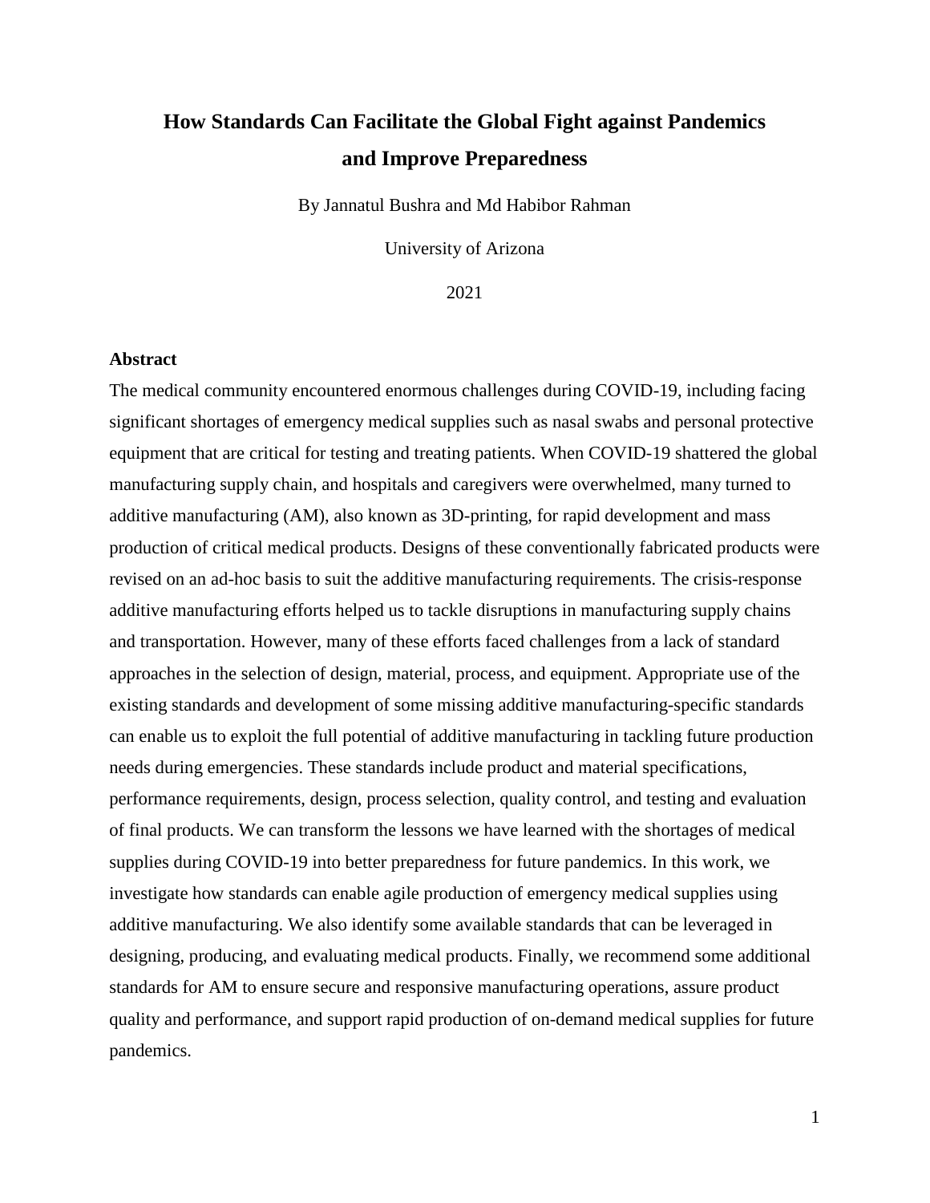# How Standards Can Facilitate the Global Fight against Pandemics and Improve Preparedness

By Jannatul Bushra and Md Habibor Rahman

University of Arizona

2021

## Abstract

The medical community encountered enormous challenges during COVID-19, including facing significant shortages of emergency medical supplies such as nasal swabs and personal protective equipment that are critical for testing and treating patients. When COVID-19 shattered the global manufacturing supply chain, and hospitals and caregivers were overwhelmed, many turned to additive manufacturing (AM), also known as 3D-printing, for rapid development and mass production of critical medical products. Designs of these conventionally fabricated products were revised on an ad-hoc basis to suit the additive manufacturing requirements. The crisis-response additive manufacturing efforts helped us to tackle disruptions in manufacturing supply chains and transportation. However, many of these efforts faced challenges from a lack of standard approaches in the selection of design, material, process, and equipment. Appropriate use of the existing standards and development of some missing additive manufacturing-specific standards can enable us to exploit the full potential of additive manufacturing in tackling future production needs during emergencies. These standards include product and material specifications, performance requirements, design, process selection, quality control, and testing and evaluation of final products. We can transform the lessons we have learned with the shortages of medical supplies during COVID-19 into better preparedness for future pandemics. In this work, we investigate how standards can enable agile production of emergency medical supplies using additive manufacturing. We also identify some available standards that can be leveraged in designing, producing, and evaluating medical products. Finally, we recommend some additional standards for AM to ensure secure and responsive manufacturing operations, assure product quality and performance, and support rapid production of on-demand medical supplies for future pandemics.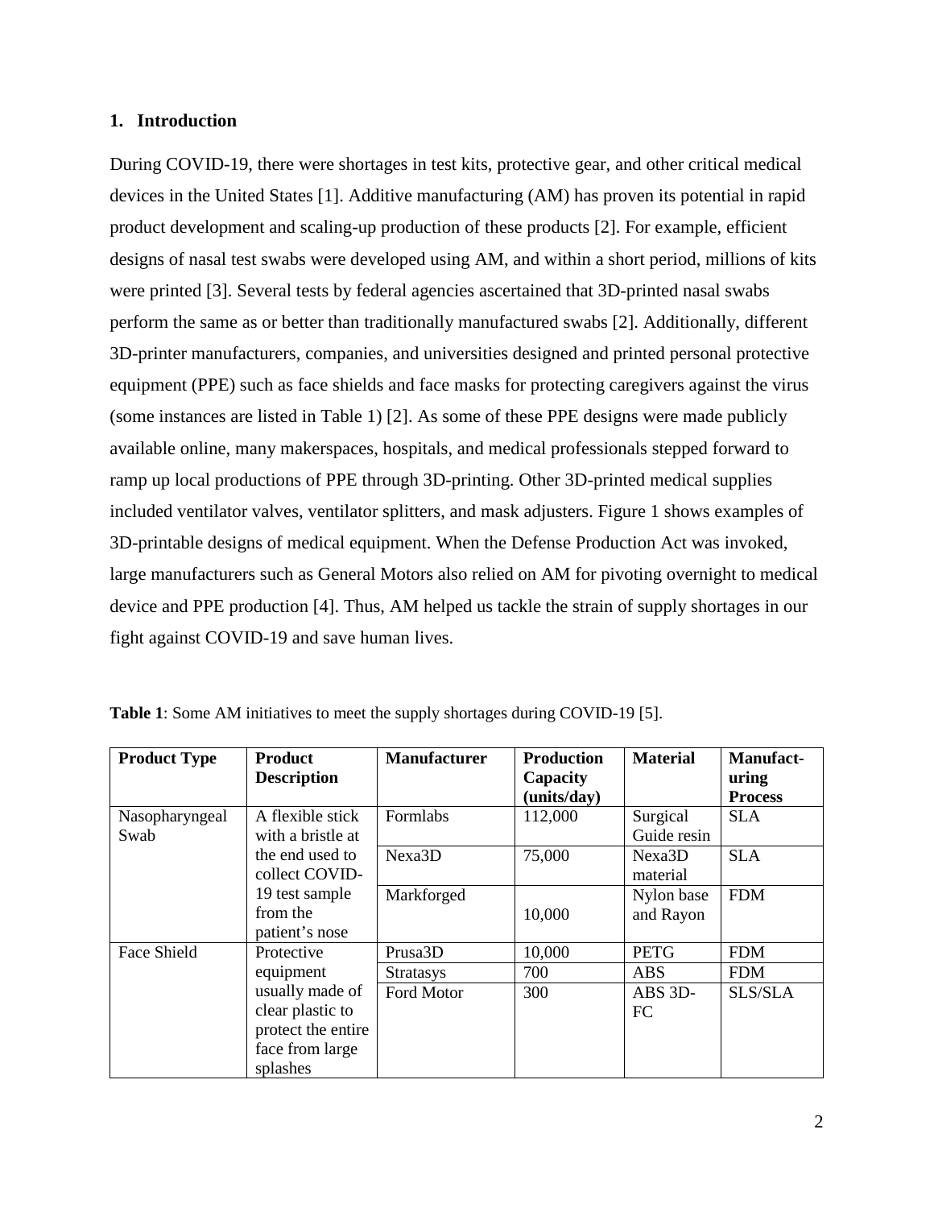## 1. Introduction

During COVID-19, there were shortages in test kits, protective gear, and other critical medical devices in the United States [1]. Additive manufacturing (AM) has proven its potential in rapid product development and scaling-up production of these products [2]. For example, efficient designs of nasal test swabs were developed using AM, and within a short period, millions of kits were printed [3]. Several tests by federal agencies ascertained that 3D-printed nasal swabs perform the same as or better than traditionally manufactured swabs [2]. Additionally, different 3D-printer manufacturers, companies, and universities designed and printed personal protective equipment (PPE) such as face shields and face masks for protecting caregivers against the virus (some instances are listed in Table 1) [2]. As some of these PPE designs were made publicly available online, many makerspaces, hospitals, and medical professionals stepped forward to ramp up local productions of PPE through 3D-printing. Other 3D-printed medical supplies included ventilator valves, ventilator splitters, and mask adjusters. Figure 1 shows examples of 3D-printable designs of medical equipment. When the Defense Production Act was invoked, large manufacturers such as General Motors also relied on AM for pivoting overnight to medical device and PPE production [4]. Thus, AM helped us tackle the strain of supply shortages in our fight against COVID-19 and save human lives.

**Table 1**: Some AM initiatives to meet the supply shortages during COVID-19 [5].

| Product Type | Product Description | Manufacturer | Production Capacity (units/day) | Material | Manufacturing Process |
|---|---|---|---|---|---|
| Nasopharyngeal Swab | A flexible stick with a bristle at the end used to collect COVID-19 test sample from the patient's nose | Formlabs | 112,000 | Surgical Guide resin | SLA |
| | | Nexa3D | 75,000 | Nexa3D material | SLA |
| | | Markforged | 10,000 | Nylon base and Rayon | FDM |
| Face Shield | Protective equipment usually made of clear plastic to protect the entire face from large splashes | Prusa3D | 10,000 | PETG | FDM |
| | | Stratasys | 700 | ABS | FDM |
| | | Ford Motor | 300 | ABS 3D-FC | SLS/SLA |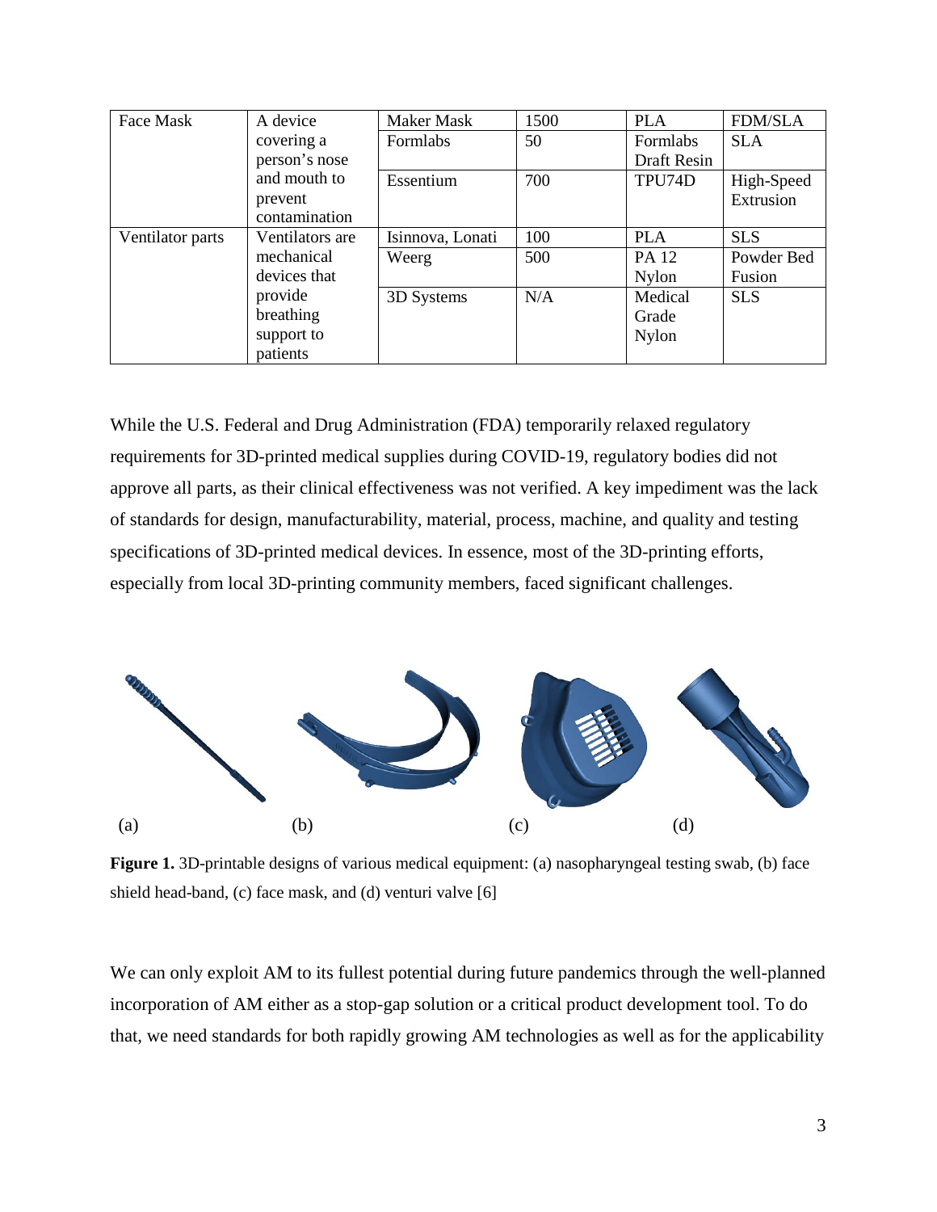| Face Mask | A device covering a person's nose and mouth to prevent contamination | Maker Mask | 1500 | PLA | FDM/SLA |
|---|---|---|---|---|---|
| | | Formlabs | 50 | Formlabs Draft Resin | SLA |
| | | Essentium | 700 | TPU74D | High-Speed Extrusion |
| Ventilator parts | Ventilators are mechanical devices that provide breathing support to patients | Isinnova, Lonati | 100 | PLA | SLS |
| | | Weerg | 500 | PA 12 Nylon | Powder Bed Fusion |
| | | 3D Systems | N/A | Medical Grade Nylon | SLS |

While the U.S. Federal and Drug Administration (FDA) temporarily relaxed regulatory requirements for 3D-printed medical supplies during COVID-19, regulatory bodies did not approve all parts, as their clinical effectiveness was not verified. A key impediment was the lack of standards for design, manufacturability, material, process, machine, and quality and testing specifications of 3D-printed medical devices. In essence, most of the 3D-printing efforts, especially from local 3D-printing community members, faced significant challenges.

(a) (b) (c) (d)

**Figure 1.** 3D-printable designs of various medical equipment: (a) nasopharyngeal testing swab, (b) face shield head-band, (c) face mask, and (d) venturi valve [6]

We can only exploit AM to its fullest potential during future pandemics through the well-planned incorporation of AM either as a stop-gap solution or a critical product development tool. To do that, we need standards for both rapidly growing AM technologies as well as for the applicability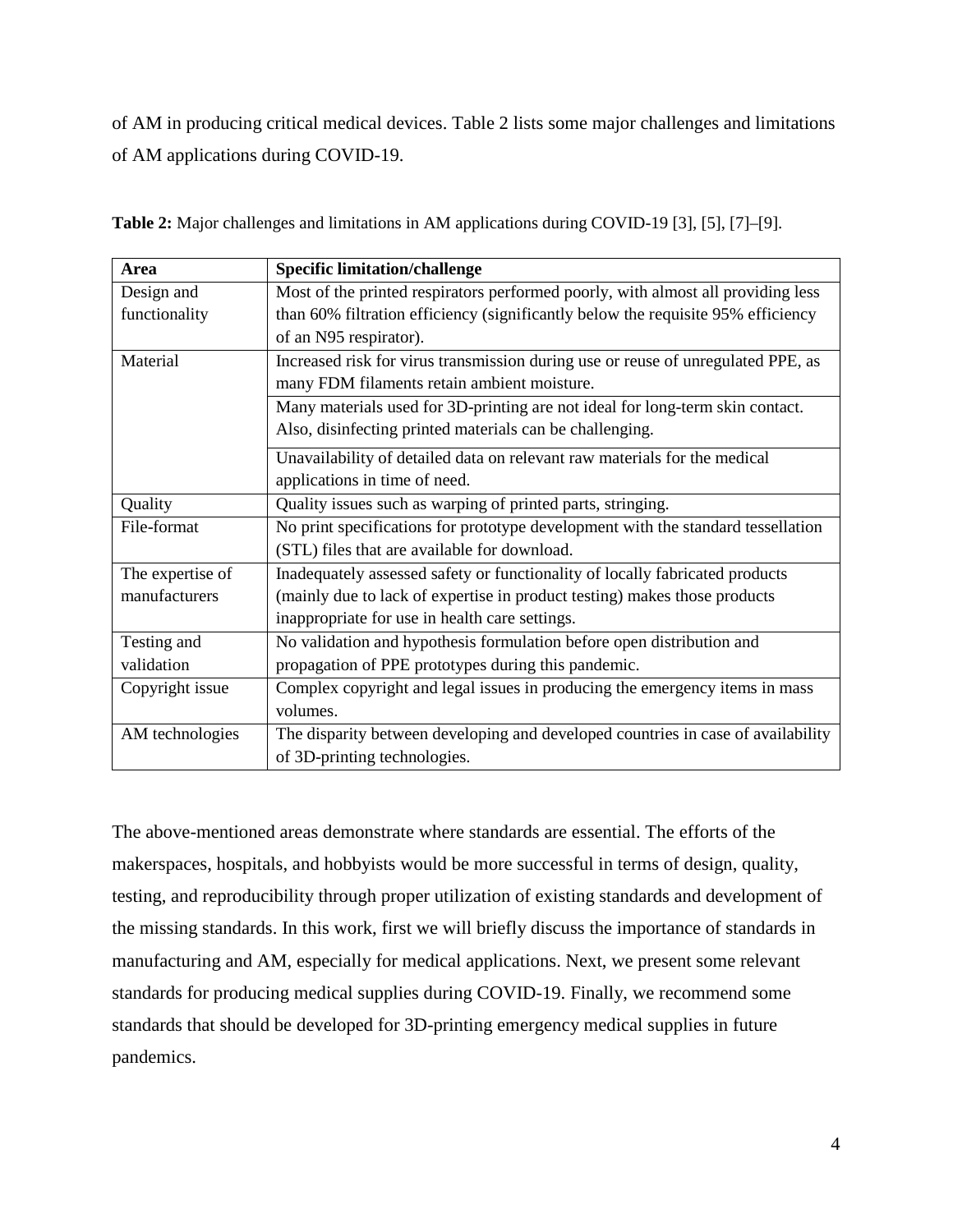of AM in producing critical medical devices. Table 2 lists some major challenges and limitations of AM applications during COVID-19.

**Table 2:** Major challenges and limitations in AM applications during COVID-19 [3], [5], [7]–[9].

| Area | Specific limitation/challenge |
|---|---|
| Design and functionality | Most of the printed respirators performed poorly, with almost all providing less than 60% filtration efficiency (significantly below the requisite 95% efficiency of an N95 respirator). |
| Material | Increased risk for virus transmission during use or reuse of unregulated PPE, as many FDM filaments retain ambient moisture. |
| | Many materials used for 3D-printing are not ideal for long-term skin contact. Also, disinfecting printed materials can be challenging. |
| | Unavailability of detailed data on relevant raw materials for the medical applications in time of need. |
| Quality | Quality issues such as warping of printed parts, stringing. |
| File-format | No print specifications for prototype development with the standard tessellation (STL) files that are available for download. |
| The expertise of manufacturers | Inadequately assessed safety or functionality of locally fabricated products (mainly due to lack of expertise in product testing) makes those products inappropriate for use in health care settings. |
| Testing and validation | No validation and hypothesis formulation before open distribution and propagation of PPE prototypes during this pandemic. |
| Copyright issue | Complex copyright and legal issues in producing the emergency items in mass volumes. |
| AM technologies | The disparity between developing and developed countries in case of availability of 3D-printing technologies. |

The above-mentioned areas demonstrate where standards are essential. The efforts of the makerspaces, hospitals, and hobbyists would be more successful in terms of design, quality, testing, and reproducibility through proper utilization of existing standards and development of the missing standards. In this work, first we will briefly discuss the importance of standards in manufacturing and AM, especially for medical applications. Next, we present some relevant standards for producing medical supplies during COVID-19. Finally, we recommend some standards that should be developed for 3D-printing emergency medical supplies in future pandemics.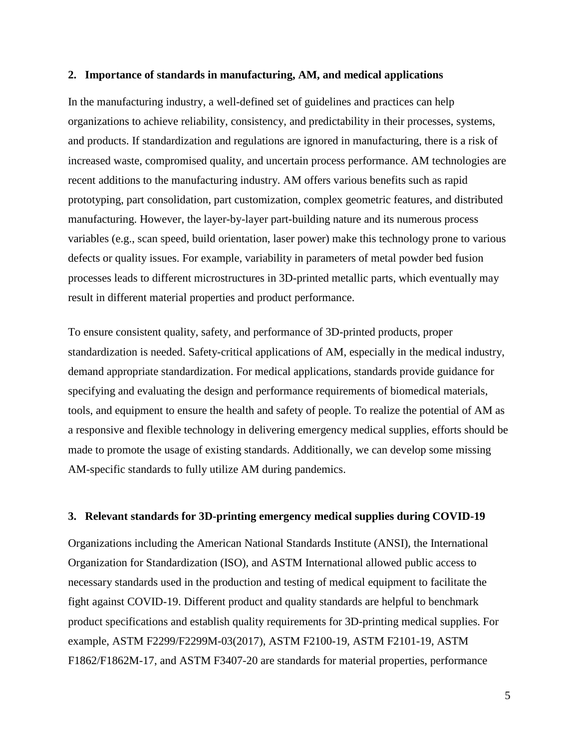## 2. Importance of standards in manufacturing, AM, and medical applications

In the manufacturing industry, a well-defined set of guidelines and practices can help organizations to achieve reliability, consistency, and predictability in their processes, systems, and products. If standardization and regulations are ignored in manufacturing, there is a risk of increased waste, compromised quality, and uncertain process performance. AM technologies are recent additions to the manufacturing industry. AM offers various benefits such as rapid prototyping, part consolidation, part customization, complex geometric features, and distributed manufacturing. However, the layer-by-layer part-building nature and its numerous process variables (e.g., scan speed, build orientation, laser power) make this technology prone to various defects or quality issues. For example, variability in parameters of metal powder bed fusion processes leads to different microstructures in 3D-printed metallic parts, which eventually may result in different material properties and product performance.

To ensure consistent quality, safety, and performance of 3D-printed products, proper standardization is needed. Safety-critical applications of AM, especially in the medical industry, demand appropriate standardization. For medical applications, standards provide guidance for specifying and evaluating the design and performance requirements of biomedical materials, tools, and equipment to ensure the health and safety of people. To realize the potential of AM as a responsive and flexible technology in delivering emergency medical supplies, efforts should be made to promote the usage of existing standards. Additionally, we can develop some missing AM-specific standards to fully utilize AM during pandemics.

## 3. Relevant standards for 3D-printing emergency medical supplies during COVID-19

Organizations including the American National Standards Institute (ANSI), the International Organization for Standardization (ISO), and ASTM International allowed public access to necessary standards used in the production and testing of medical equipment to facilitate the fight against COVID-19. Different product and quality standards are helpful to benchmark product specifications and establish quality requirements for 3D-printing medical supplies. For example, ASTM F2299/F2299M-03(2017), ASTM F2100-19, ASTM F2101-19, ASTM F1862/F1862M-17, and ASTM F3407-20 are standards for material properties, performance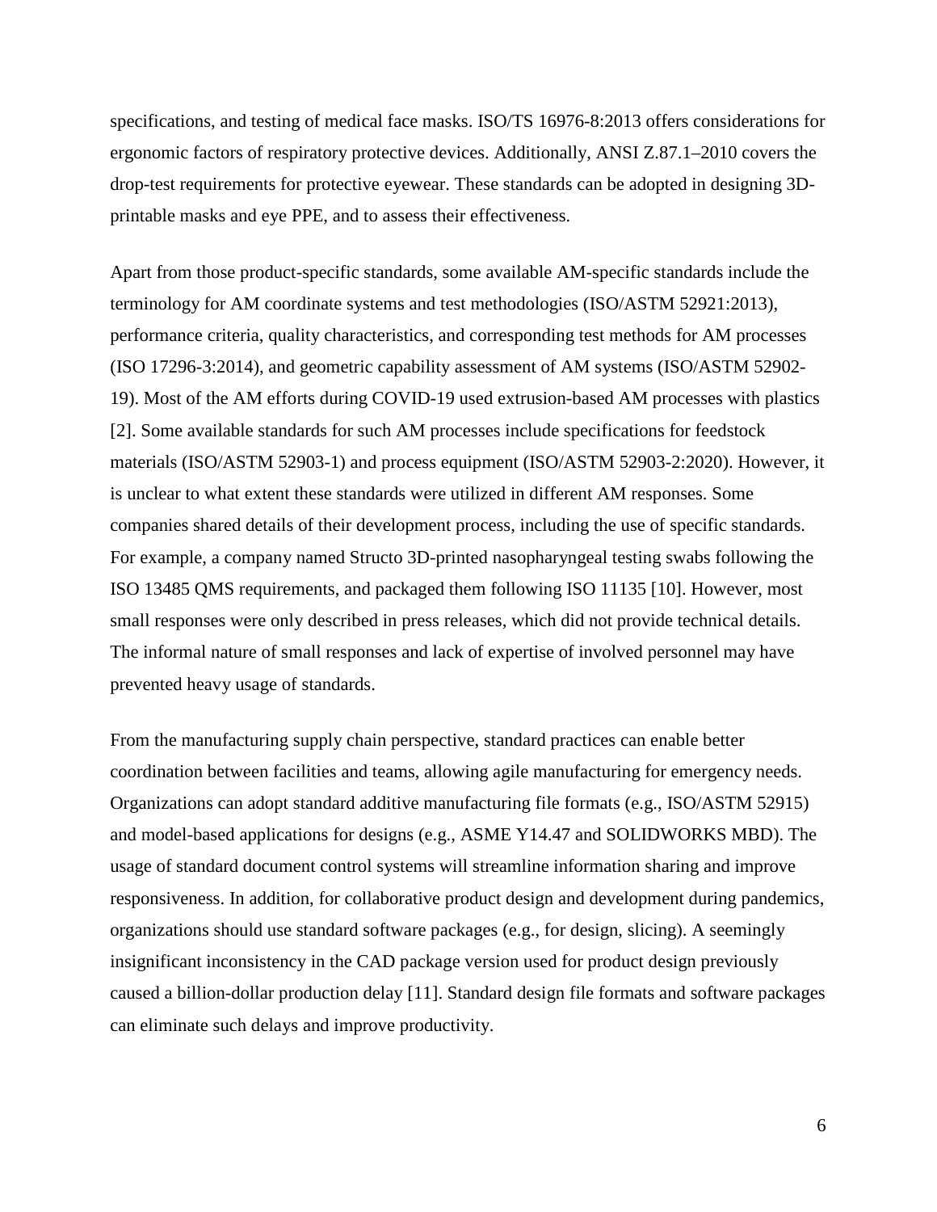specifications, and testing of medical face masks. ISO/TS 16976-8:2013 offers considerations for ergonomic factors of respiratory protective devices. Additionally, ANSI Z.87.1–2010 covers the drop-test requirements for protective eyewear. These standards can be adopted in designing 3D-printable masks and eye PPE, and to assess their effectiveness.

Apart from those product-specific standards, some available AM-specific standards include the terminology for AM coordinate systems and test methodologies (ISO/ASTM 52921:2013), performance criteria, quality characteristics, and corresponding test methods for AM processes (ISO 17296-3:2014), and geometric capability assessment of AM systems (ISO/ASTM 52902-19). Most of the AM efforts during COVID-19 used extrusion-based AM processes with plastics [2]. Some available standards for such AM processes include specifications for feedstock materials (ISO/ASTM 52903-1) and process equipment (ISO/ASTM 52903-2:2020). However, it is unclear to what extent these standards were utilized in different AM responses. Some companies shared details of their development process, including the use of specific standards. For example, a company named Structo 3D-printed nasopharyngeal testing swabs following the ISO 13485 QMS requirements, and packaged them following ISO 11135 [10]. However, most small responses were only described in press releases, which did not provide technical details. The informal nature of small responses and lack of expertise of involved personnel may have prevented heavy usage of standards.

From the manufacturing supply chain perspective, standard practices can enable better coordination between facilities and teams, allowing agile manufacturing for emergency needs. Organizations can adopt standard additive manufacturing file formats (e.g., ISO/ASTM 52915) and model-based applications for designs (e.g., ASME Y14.47 and SOLIDWORKS MBD). The usage of standard document control systems will streamline information sharing and improve responsiveness. In addition, for collaborative product design and development during pandemics, organizations should use standard software packages (e.g., for design, slicing). A seemingly insignificant inconsistency in the CAD package version used for product design previously caused a billion-dollar production delay [11]. Standard design file formats and software packages can eliminate such delays and improve productivity.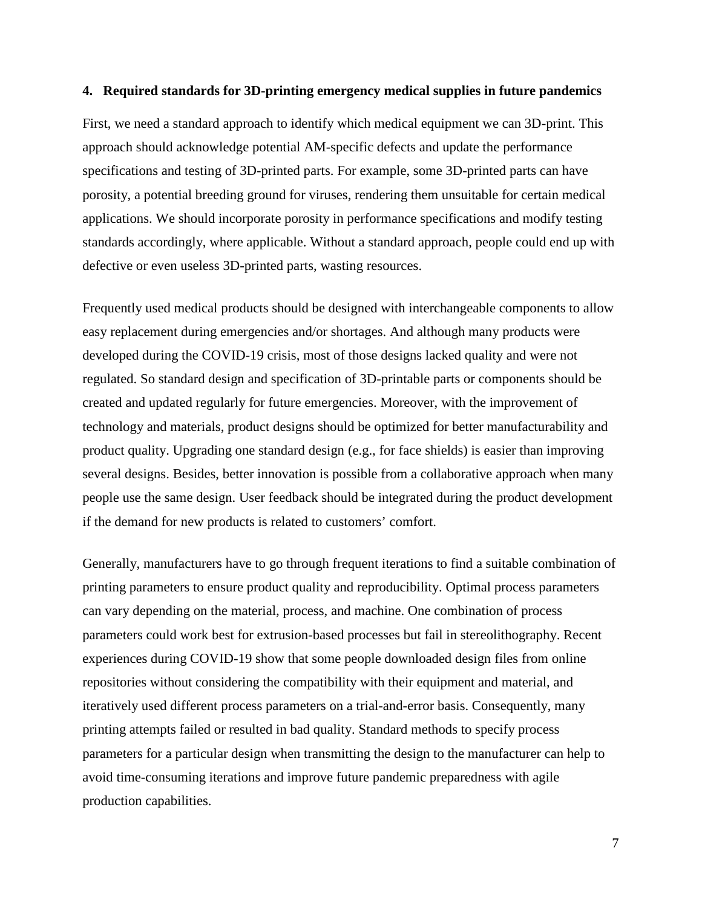## 4. Required standards for 3D-printing emergency medical supplies in future pandemics

First, we need a standard approach to identify which medical equipment we can 3D-print. This approach should acknowledge potential AM-specific defects and update the performance specifications and testing of 3D-printed parts. For example, some 3D-printed parts can have porosity, a potential breeding ground for viruses, rendering them unsuitable for certain medical applications. We should incorporate porosity in performance specifications and modify testing standards accordingly, where applicable. Without a standard approach, people could end up with defective or even useless 3D-printed parts, wasting resources.

Frequently used medical products should be designed with interchangeable components to allow easy replacement during emergencies and/or shortages. And although many products were developed during the COVID-19 crisis, most of those designs lacked quality and were not regulated. So standard design and specification of 3D-printable parts or components should be created and updated regularly for future emergencies. Moreover, with the improvement of technology and materials, product designs should be optimized for better manufacturability and product quality. Upgrading one standard design (e.g., for face shields) is easier than improving several designs. Besides, better innovation is possible from a collaborative approach when many people use the same design. User feedback should be integrated during the product development if the demand for new products is related to customers' comfort.

Generally, manufacturers have to go through frequent iterations to find a suitable combination of printing parameters to ensure product quality and reproducibility. Optimal process parameters can vary depending on the material, process, and machine. One combination of process parameters could work best for extrusion-based processes but fail in stereolithography. Recent experiences during COVID-19 show that some people downloaded design files from online repositories without considering the compatibility with their equipment and material, and iteratively used different process parameters on a trial-and-error basis. Consequently, many printing attempts failed or resulted in bad quality. Standard methods to specify process parameters for a particular design when transmitting the design to the manufacturer can help to avoid time-consuming iterations and improve future pandemic preparedness with agile production capabilities.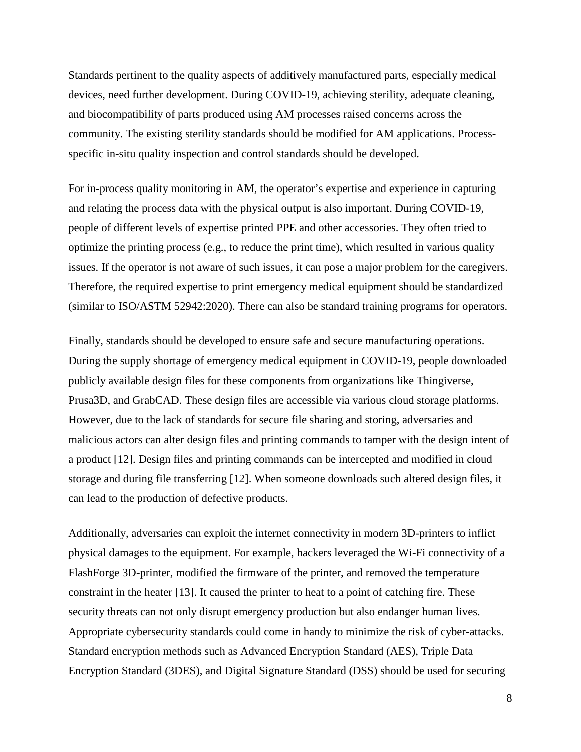Standards pertinent to the quality aspects of additively manufactured parts, especially medical devices, need further development. During COVID-19, achieving sterility, adequate cleaning, and biocompatibility of parts produced using AM processes raised concerns across the community. The existing sterility standards should be modified for AM applications. Process-specific in-situ quality inspection and control standards should be developed.

For in-process quality monitoring in AM, the operator's expertise and experience in capturing and relating the process data with the physical output is also important. During COVID-19, people of different levels of expertise printed PPE and other accessories. They often tried to optimize the printing process (e.g., to reduce the print time), which resulted in various quality issues. If the operator is not aware of such issues, it can pose a major problem for the caregivers. Therefore, the required expertise to print emergency medical equipment should be standardized (similar to ISO/ASTM 52942:2020). There can also be standard training programs for operators.

Finally, standards should be developed to ensure safe and secure manufacturing operations. During the supply shortage of emergency medical equipment in COVID-19, people downloaded publicly available design files for these components from organizations like Thingiverse, Prusa3D, and GrabCAD. These design files are accessible via various cloud storage platforms. However, due to the lack of standards for secure file sharing and storing, adversaries and malicious actors can alter design files and printing commands to tamper with the design intent of a product [12]. Design files and printing commands can be intercepted and modified in cloud storage and during file transferring [12]. When someone downloads such altered design files, it can lead to the production of defective products.

Additionally, adversaries can exploit the internet connectivity in modern 3D-printers to inflict physical damages to the equipment. For example, hackers leveraged the Wi-Fi connectivity of a FlashForge 3D-printer, modified the firmware of the printer, and removed the temperature constraint in the heater [13]. It caused the printer to heat to a point of catching fire. These security threats can not only disrupt emergency production but also endanger human lives. Appropriate cybersecurity standards could come in handy to minimize the risk of cyber-attacks. Standard encryption methods such as Advanced Encryption Standard (AES), Triple Data Encryption Standard (3DES), and Digital Signature Standard (DSS) should be used for securing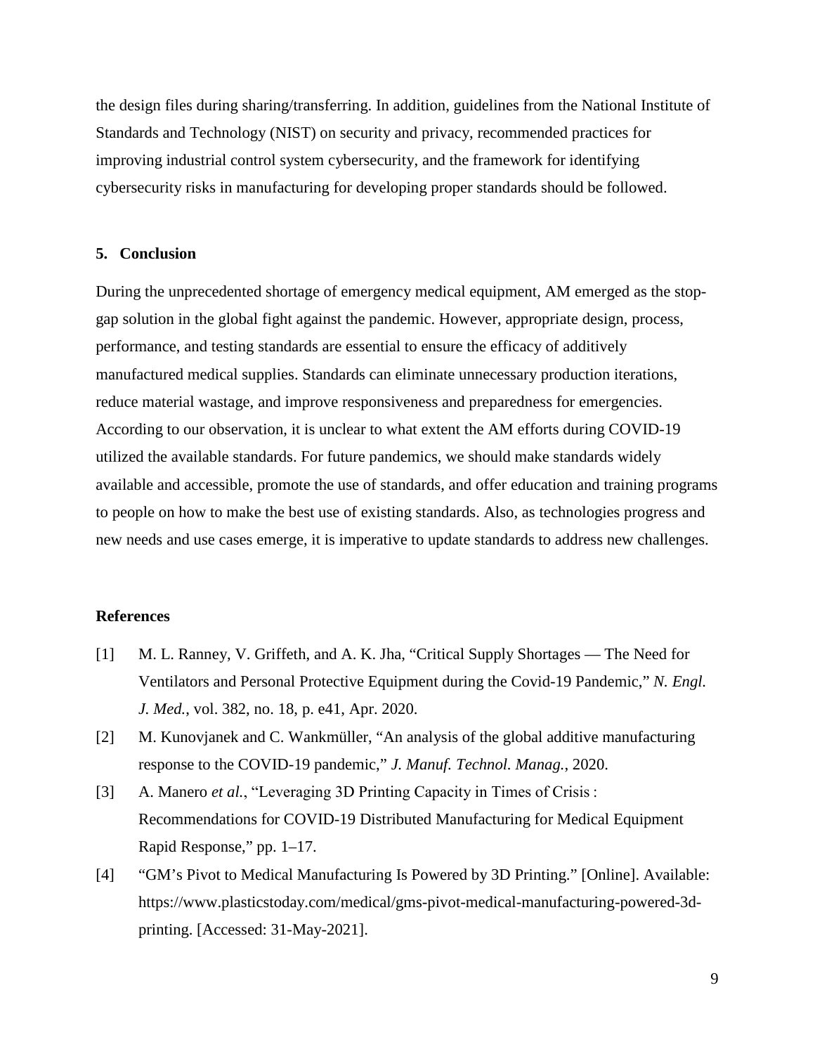the design files during sharing/transferring. In addition, guidelines from the National Institute of Standards and Technology (NIST) on security and privacy, recommended practices for improving industrial control system cybersecurity, and the framework for identifying cybersecurity risks in manufacturing for developing proper standards should be followed.

## 5. Conclusion

During the unprecedented shortage of emergency medical equipment, AM emerged as the stop-gap solution in the global fight against the pandemic. However, appropriate design, process, performance, and testing standards are essential to ensure the efficacy of additively manufactured medical supplies. Standards can eliminate unnecessary production iterations, reduce material wastage, and improve responsiveness and preparedness for emergencies. According to our observation, it is unclear to what extent the AM efforts during COVID-19 utilized the available standards. For future pandemics, we should make standards widely available and accessible, promote the use of standards, and offer education and training programs to people on how to make the best use of existing standards. Also, as technologies progress and new needs and use cases emerge, it is imperative to update standards to address new challenges.

## References

[1] M. L. Ranney, V. Griffeth, and A. K. Jha, "Critical Supply Shortages — The Need for Ventilators and Personal Protective Equipment during the Covid-19 Pandemic," *N. Engl. J. Med.*, vol. 382, no. 18, p. e41, Apr. 2020.

[2] M. Kunovjanek and C. Wankmüller, "An analysis of the global additive manufacturing response to the COVID-19 pandemic," *J. Manuf. Technol. Manag.*, 2020.

[3] A. Manero *et al.*, "Leveraging 3D Printing Capacity in Times of Crisis : Recommendations for COVID-19 Distributed Manufacturing for Medical Equipment Rapid Response," pp. 1–17.

[4] "GM's Pivot to Medical Manufacturing Is Powered by 3D Printing." [Online]. Available: https://www.plasticstoday.com/medical/gms-pivot-medical-manufacturing-powered-3d-printing. [Accessed: 31-May-2021].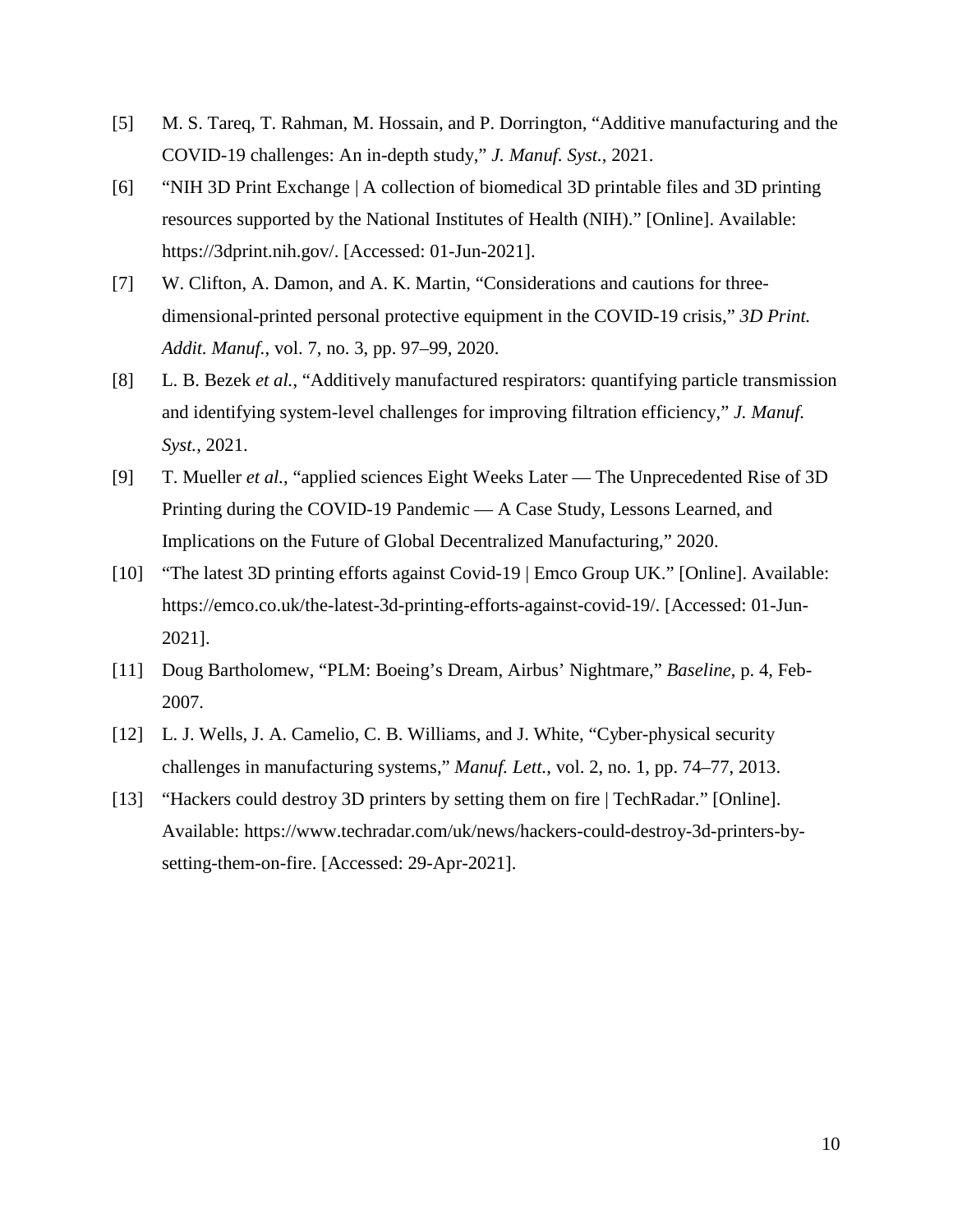[5] M. S. Tareq, T. Rahman, M. Hossain, and P. Dorrington, "Additive manufacturing and the COVID-19 challenges: An in-depth study," *J. Manuf. Syst.*, 2021.

[6] "NIH 3D Print Exchange | A collection of biomedical 3D printable files and 3D printing resources supported by the National Institutes of Health (NIH)." [Online]. Available: https://3dprint.nih.gov/. [Accessed: 01-Jun-2021].

[7] W. Clifton, A. Damon, and A. K. Martin, "Considerations and cautions for three-dimensional-printed personal protective equipment in the COVID-19 crisis," *3D Print. Addit. Manuf.*, vol. 7, no. 3, pp. 97–99, 2020.

[8] L. B. Bezek *et al.*, "Additively manufactured respirators: quantifying particle transmission and identifying system-level challenges for improving filtration efficiency," *J. Manuf. Syst.*, 2021.

[9] T. Mueller *et al.*, "applied sciences Eight Weeks Later — The Unprecedented Rise of 3D Printing during the COVID-19 Pandemic — A Case Study, Lessons Learned, and Implications on the Future of Global Decentralized Manufacturing," 2020.

[10] "The latest 3D printing efforts against Covid-19 | Emco Group UK." [Online]. Available: https://emco.co.uk/the-latest-3d-printing-efforts-against-covid-19/. [Accessed: 01-Jun-2021].

[11] Doug Bartholomew, "PLM: Boeing's Dream, Airbus' Nightmare," *Baseline*, p. 4, Feb-2007.

[12] L. J. Wells, J. A. Camelio, C. B. Williams, and J. White, "Cyber-physical security challenges in manufacturing systems," *Manuf. Lett.*, vol. 2, no. 1, pp. 74–77, 2013.

[13] "Hackers could destroy 3D printers by setting them on fire | TechRadar." [Online]. Available: https://www.techradar.com/uk/news/hackers-could-destroy-3d-printers-by-setting-them-on-fire. [Accessed: 29-Apr-2021].